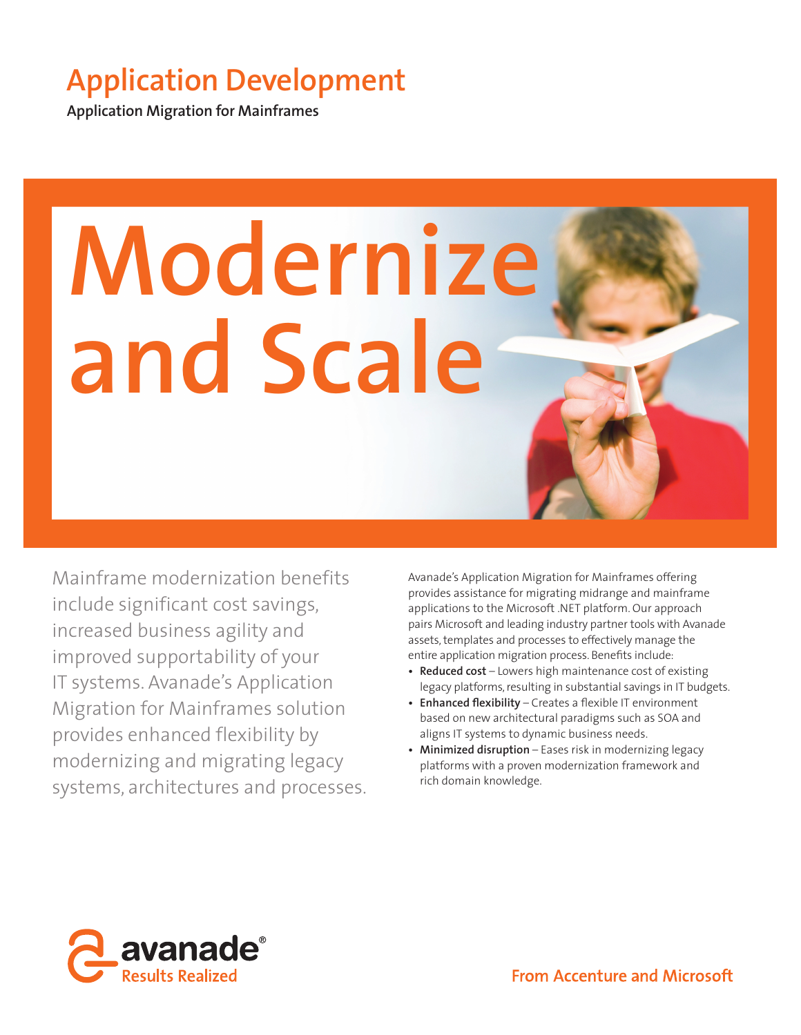# Application Development

**Application Migration for Mainframes**

# Modernize and Scale

Mainframe modernization benefits include significant cost savings, increased business agility and improved supportability of your IT systems. Avanade's Application Migration for Mainframes solution provides enhanced flexibility by modernizing and migrating legacy systems, architectures and processes.

Avanade's Application Migration for Mainframes offering provides assistance for migrating midrange and mainframe applications to the Microsoft .NET platform. Our approach pairs Microsoft and leading industry partner tools with Avanade assets, templates and processes to effectively manage the entire application migration process. Benefits include:

- **Reduced cost** – Lowers high maintenance cost of existing legacy platforms, resulting in substantial savings in IT budgets.
- **Enhanced flexibility** – Creates a flexible IT environment based on new architectural paradigms such as SOA and aligns IT systems to dynamic business needs.
- **Minimized disruption** – Eases risk in modernizing legacy platforms with a proven modernization framework and rich domain knowledge.

avanade® Results Realized

From Accenture and Microsoft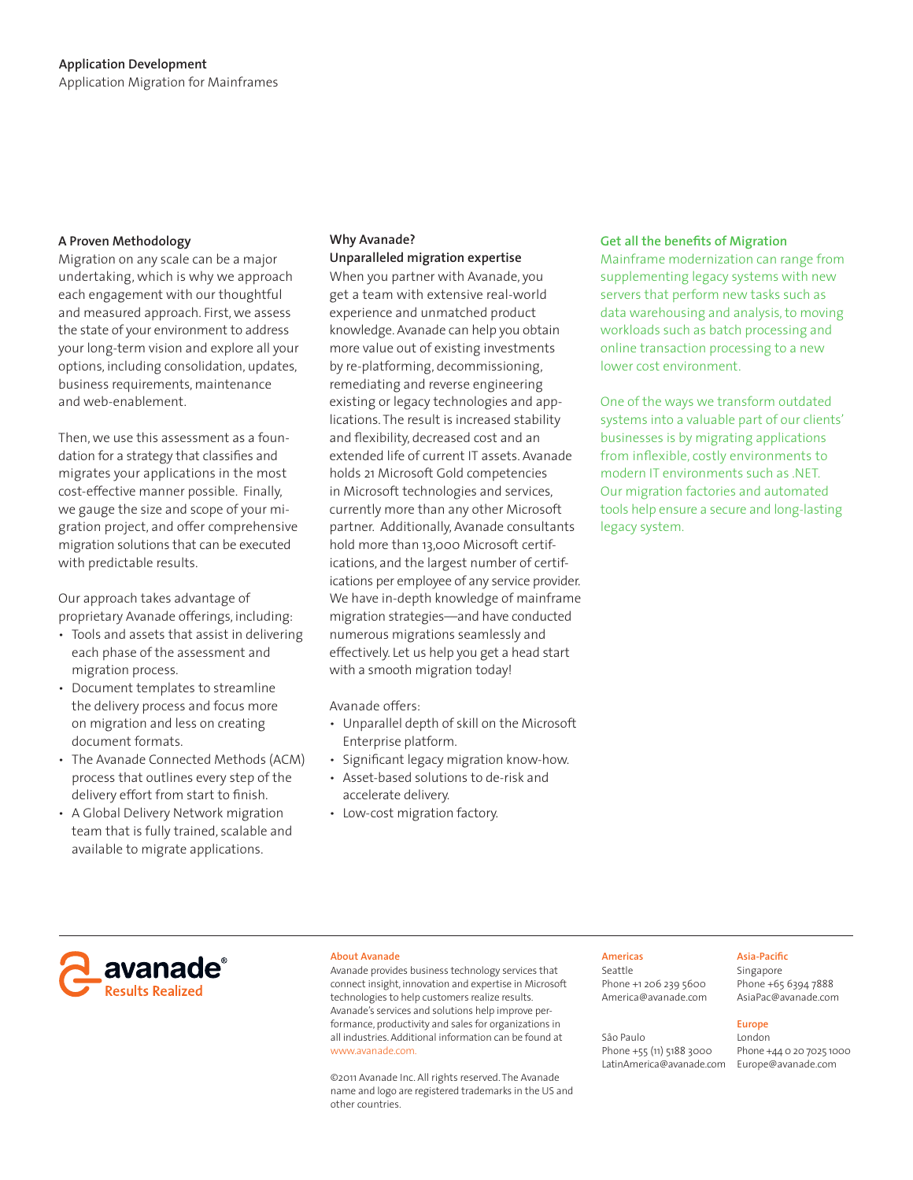Application Development
Application Migration for Mainframes

### A Proven Methodology

Migration on any scale can be a major undertaking, which is why we approach each engagement with our thoughtful and measured approach. First, we assess the state of your environment to address your long-term vision and explore all your options, including consolidation, updates, business requirements, maintenance and web-enablement.

Then, we use this assessment as a foundation for a strategy that classifies and migrates your applications in the most cost-effective manner possible. Finally, we gauge the size and scope of your migration project, and offer comprehensive migration solutions that can be executed with predictable results.

Our approach takes advantage of proprietary Avanade offerings, including:

- Tools and assets that assist in delivering each phase of the assessment and migration process.
- Document templates to streamline the delivery process and focus more on migration and less on creating document formats.
- The Avanade Connected Methods (ACM) process that outlines every step of the delivery effort from start to finish.
- A Global Delivery Network migration team that is fully trained, scalable and available to migrate applications.

### Why Avanade?

**Unparalleled migration expertise**

When you partner with Avanade, you get a team with extensive real-world experience and unmatched product knowledge. Avanade can help you obtain more value out of existing investments by re-platforming, decommissioning, remediating and reverse engineering existing or legacy technologies and applications. The result is increased stability and flexibility, decreased cost and an extended life of current IT assets. Avanade holds 21 Microsoft Gold competencies in Microsoft technologies and services, currently more than any other Microsoft partner. Additionally, Avanade consultants hold more than 13,000 Microsoft certifications, and the largest number of certifications per employee of any service provider. We have in-depth knowledge of mainframe migration strategies—and have conducted numerous migrations seamlessly and effectively. Let us help you get a head start with a smooth migration today!

Avanade offers:

- Unparallel depth of skill on the Microsoft Enterprise platform.
- Significant legacy migration know-how.
- Asset-based solutions to de-risk and accelerate delivery.
- Low-cost migration factory.

### Get all the benefits of Migration

Mainframe modernization can range from supplementing legacy systems with new servers that perform new tasks such as data warehousing and analysis, to moving workloads such as batch processing and online transaction processing to a new lower cost environment.

One of the ways we transform outdated systems into a valuable part of our clients' businesses is by migrating applications from inflexible, costly environments to modern IT environments such as .NET. Our migration factories and automated tools help ensure a secure and long-lasting legacy system.

avanade®
Results Realized

**About Avanade**

Avanade provides business technology services that connect insight, innovation and expertise in Microsoft technologies to help customers realize results. Avanade's services and solutions help improve performance, productivity and sales for organizations in all industries. Additional information can be found at www.avanade.com.

©2011 Avanade Inc. All rights reserved. The Avanade name and logo are registered trademarks in the US and other countries.

**Americas**

Seattle
Phone +1 206 239 5600
America@avanade.com

São Paulo
Phone +55 (11) 5188 3000
LatinAmerica@avanade.com

**Asia-Pacific**

Singapore
Phone +65 6394 7888
AsiaPac@avanade.com

**Europe**

London
Phone +44 0 20 7025 1000
Europe@avanade.com